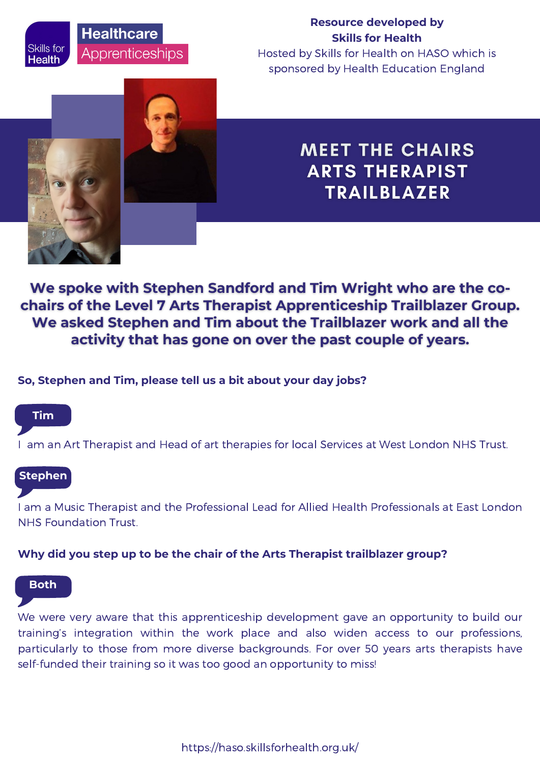Skills for Health | Healthcare Apprenticeships

**Resource developed by Skills for Health**
Hosted by Skills for Health on HASO which is sponsored by Health Education England

# MEET THE CHAIRS ARTS THERAPIST TRAILBLAZER

**We spoke with Stephen Sandford and Tim Wright who are the co-chairs of the Level 7 Arts Therapist Apprenticeship Trailblazer Group. We asked Stephen and Tim about the Trailblazer work and all the activity that has gone on over the past couple of years.**

**So, Stephen and Tim, please tell us a bit about your day jobs?**

**Tim**

I am an Art Therapist and Head of art therapies for local Services at West London NHS Trust.

**Stephen**

I am a Music Therapist and the Professional Lead for Allied Health Professionals at East London NHS Foundation Trust.

**Why did you step up to be the chair of the Arts Therapist trailblazer group?**

**Both**

We were very aware that this apprenticeship development gave an opportunity to build our training's integration within the work place and also widen access to our professions, particularly to those from more diverse backgrounds. For over 50 years arts therapists have self-funded their training so it was too good an opportunity to miss!

https://haso.skillsforhealth.org.uk/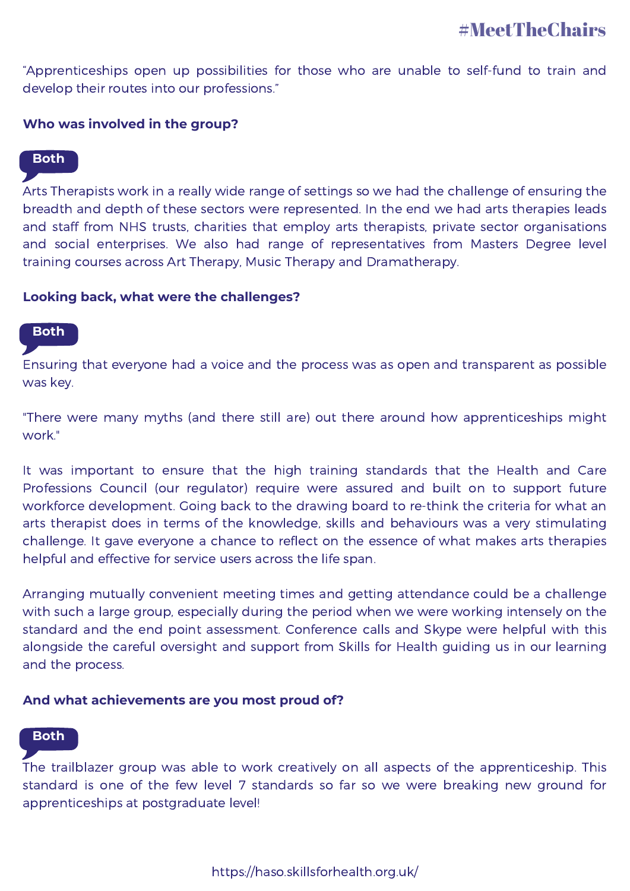"Apprenticeships open up possibilities for those who are unable to self-fund to train and develop their routes into our professions."

**Who was involved in the group?**

**Both**

Arts Therapists work in a really wide range of settings so we had the challenge of ensuring the breadth and depth of these sectors were represented. In the end we had arts therapies leads and staff from NHS trusts, charities that employ arts therapists, private sector organisations and social enterprises. We also had range of representatives from Masters Degree level training courses across Art Therapy, Music Therapy and Dramatherapy.

**Looking back, what were the challenges?**

**Both**

Ensuring that everyone had a voice and the process was as open and transparent as possible was key.

"There were many myths (and there still are) out there around how apprenticeships might work."

It was important to ensure that the high training standards that the Health and Care Professions Council (our regulator) require were assured and built on to support future workforce development. Going back to the drawing board to re-think the criteria for what an arts therapist does in terms of the knowledge, skills and behaviours was a very stimulating challenge. It gave everyone a chance to reflect on the essence of what makes arts therapies helpful and effective for service users across the life span.

Arranging mutually convenient meeting times and getting attendance could be a challenge with such a large group, especially during the period when we were working intensely on the standard and the end point assessment. Conference calls and Skype were helpful with this alongside the careful oversight and support from Skills for Health guiding us in our learning and the process.

**And what achievements are you most proud of?**

**Both**

The trailblazer group was able to work creatively on all aspects of the apprenticeship. This standard is one of the few level 7 standards so far so we were breaking new ground for apprenticeships at postgraduate level!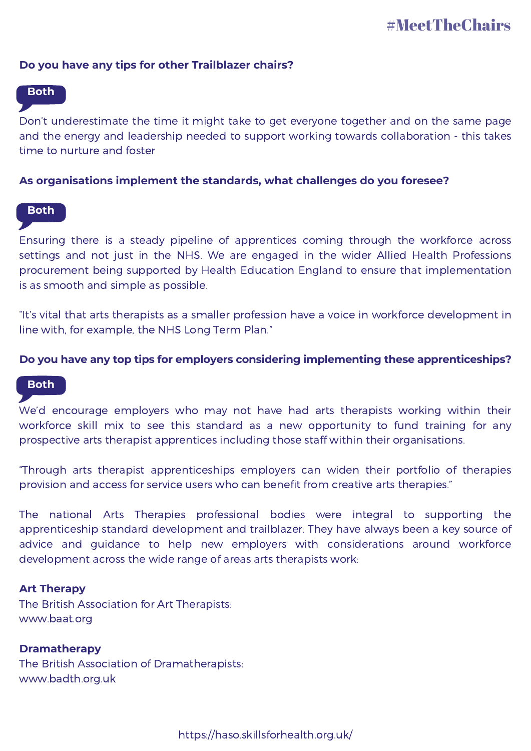**Do you have any tips for other Trailblazer chairs?**

**Both**

Don't underestimate the time it might take to get everyone together and on the same page and the energy and leadership needed to support working towards collaboration - this takes time to nurture and foster

**As organisations implement the standards, what challenges do you foresee?**

**Both**

Ensuring there is a steady pipeline of apprentices coming through the workforce across settings and not just in the NHS. We are engaged in the wider Allied Health Professions procurement being supported by Health Education England to ensure that implementation is as smooth and simple as possible.

"It's vital that arts therapists as a smaller profession have a voice in workforce development in line with, for example, the NHS Long Term Plan."

**Do you have any top tips for employers considering implementing these apprenticeships?**

**Both**

We'd encourage employers who may not have had arts therapists working within their workforce skill mix to see this standard as a new opportunity to fund training for any prospective arts therapist apprentices including those staff within their organisations.

"Through arts therapist apprenticeships employers can widen their portfolio of therapies provision and access for service users who can benefit from creative arts therapies."

The national Arts Therapies professional bodies were integral to supporting the apprenticeship standard development and trailblazer. They have always been a key source of advice and guidance to help new employers with considerations around workforce development across the wide range of areas arts therapists work:

**Art Therapy**
The British Association for Art Therapists:
www.baat.org

**Dramatherapy**
The British Association of Dramatherapists:
www.badth.org.uk

https://haso.skillsforhealth.org.uk/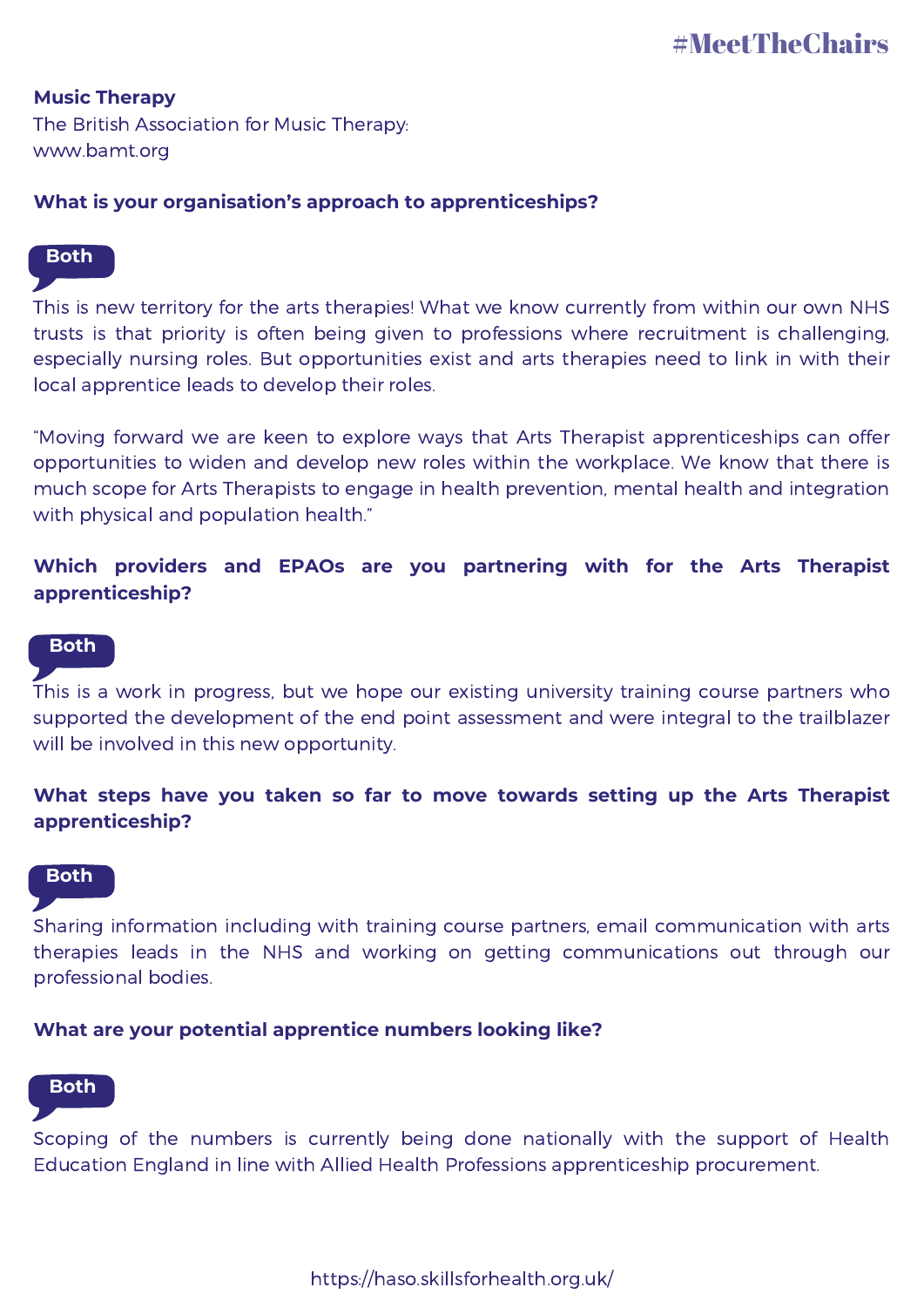**Music Therapy**
The British Association for Music Therapy:
www.bamt.org

**What is your organisation's approach to apprenticeships?**

**Both**

This is new territory for the arts therapies! What we know currently from within our own NHS trusts is that priority is often being given to professions where recruitment is challenging, especially nursing roles. But opportunities exist and arts therapies need to link in with their local apprentice leads to develop their roles.

"Moving forward we are keen to explore ways that Arts Therapist apprenticeships can offer opportunities to widen and develop new roles within the workplace. We know that there is much scope for Arts Therapists to engage in health prevention, mental health and integration with physical and population health."

**Which providers and EPAOs are you partnering with for the Arts Therapist apprenticeship?**

**Both**

This is a work in progress, but we hope our existing university training course partners who supported the development of the end point assessment and were integral to the trailblazer will be involved in this new opportunity.

**What steps have you taken so far to move towards setting up the Arts Therapist apprenticeship?**

**Both**

Sharing information including with training course partners, email communication with arts therapies leads in the NHS and working on getting communications out through our professional bodies.

**What are your potential apprentice numbers looking like?**

**Both**

Scoping of the numbers is currently being done nationally with the support of Health Education England in line with Allied Health Professions apprenticeship procurement.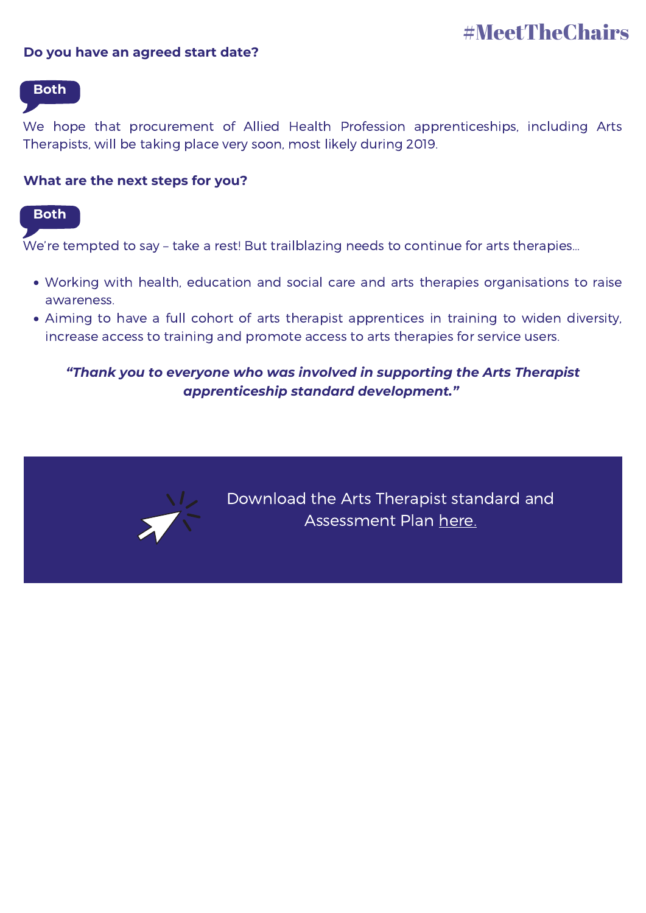**Do you have an agreed start date?**

**Both**

We hope that procurement of Allied Health Profession apprenticeships, including Arts Therapists, will be taking place very soon, most likely during 2019.

**What are the next steps for you?**

**Both**

We're tempted to say – take a rest! But trailblazing needs to continue for arts therapies...

- Working with health, education and social care and arts therapies organisations to raise awareness.
- Aiming to have a full cohort of arts therapist apprentices in training to widen diversity, increase access to training and promote access to arts therapies for service users.

***"Thank you to everyone who was involved in supporting the Arts Therapist apprenticeship standard development."***

Download the Arts Therapist standard and Assessment Plan here.